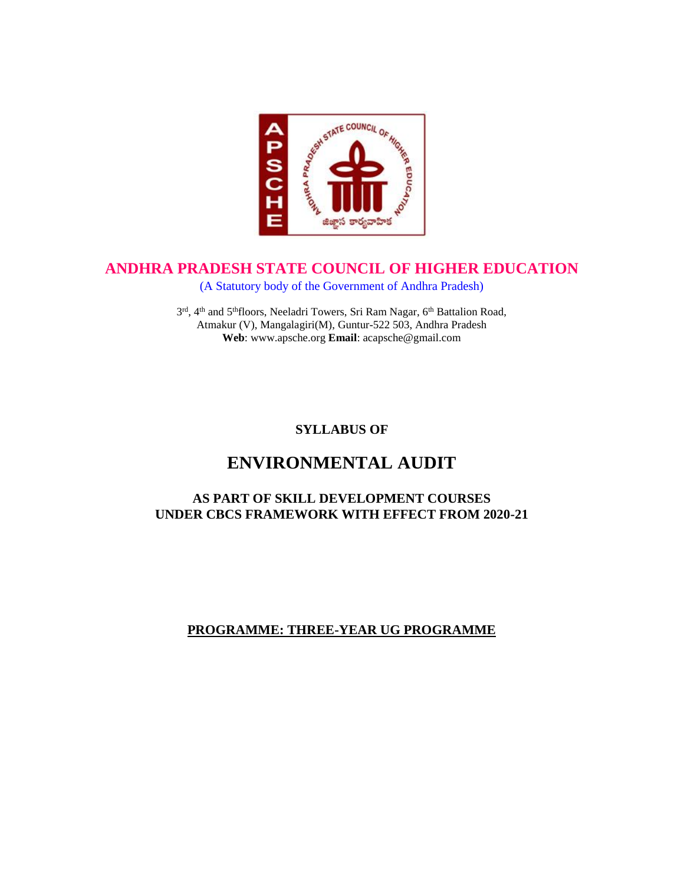# ANDHRA PRADESH STATE COUNCIL OF HIGHER EDUCATION

(A Statutory body of the Government of Andhra Pradesh)

3rd, 4th and 5th floors, Neeladri Towers, Sri Ram Nagar, 6th Battalion Road,
Atmakur (V), Mangalagiri(M), Guntur-522 503, Andhra Pradesh
**Web**: www.apsche.org **Email**: acapsche@gmail.com

**SYLLABUS OF**

# ENVIRONMENTAL AUDIT

**AS PART OF SKILL DEVELOPMENT COURSES UNDER CBCS FRAMEWORK WITH EFFECT FROM 2020-21**

**PROGRAMME: THREE-YEAR UG PROGRAMME**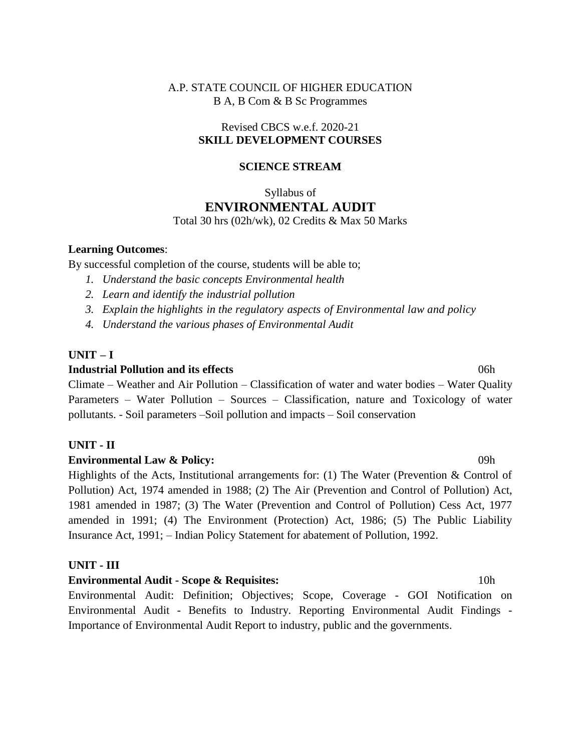A.P. STATE COUNCIL OF HIGHER EDUCATION
B A, B Com & B Sc Programmes

Revised CBCS w.e.f. 2020-21
**SKILL DEVELOPMENT COURSES**

**SCIENCE STREAM**

Syllabus of
# ENVIRONMENTAL AUDIT

Total 30 hrs (02h/wk), 02 Credits & Max 50 Marks

**Learning Outcomes**:

By successful completion of the course, students will be able to;

1. *Understand the basic concepts Environmental health*
2. *Learn and identify the industrial pollution*
3. *Explain the highlights in the regulatory aspects of Environmental law and policy*
4. *Understand the various phases of Environmental Audit*

## UNIT – I

**Industrial Pollution and its effects** 06h

Climate – Weather and Air Pollution – Classification of water and water bodies – Water Quality Parameters – Water Pollution – Sources – Classification, nature and Toxicology of water pollutants. - Soil parameters –Soil pollution and impacts – Soil conservation

## UNIT - II

**Environmental Law & Policy:** 09h

Highlights of the Acts, Institutional arrangements for: (1) The Water (Prevention & Control of Pollution) Act, 1974 amended in 1988; (2) The Air (Prevention and Control of Pollution) Act, 1981 amended in 1987; (3) The Water (Prevention and Control of Pollution) Cess Act, 1977 amended in 1991; (4) The Environment (Protection) Act, 1986; (5) The Public Liability Insurance Act, 1991; – Indian Policy Statement for abatement of Pollution, 1992.

## UNIT - III

**Environmental Audit - Scope & Requisites:** 10h

Environmental Audit: Definition; Objectives; Scope, Coverage - GOI Notification on Environmental Audit - Benefits to Industry. Reporting Environmental Audit Findings - Importance of Environmental Audit Report to industry, public and the governments.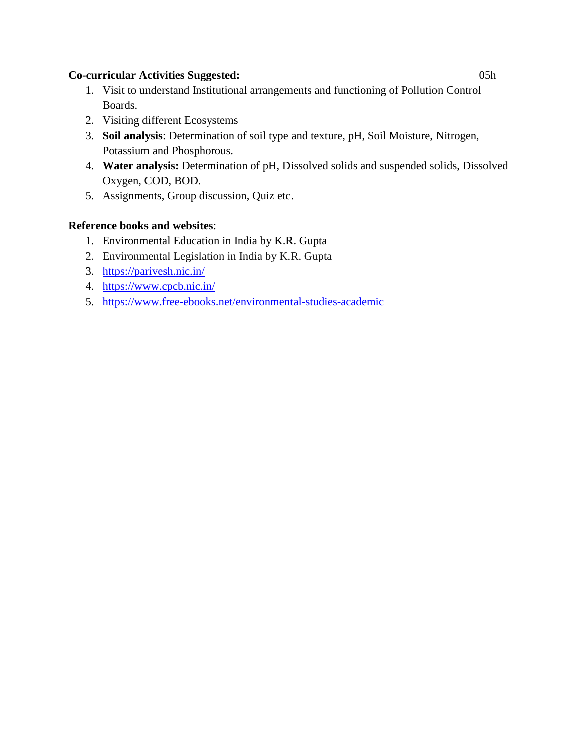**Co-curricular Activities Suggested:** 05h

1. Visit to understand Institutional arrangements and functioning of Pollution Control Boards.
2. Visiting different Ecosystems
3. **Soil analysis**: Determination of soil type and texture, pH, Soil Moisture, Nitrogen, Potassium and Phosphorous.
4. **Water analysis:** Determination of pH, Dissolved solids and suspended solids, Dissolved Oxygen, COD, BOD.
5. Assignments, Group discussion, Quiz etc.

**Reference books and websites**:

1. Environmental Education in India by K.R. Gupta
2. Environmental Legislation in India by K.R. Gupta
3. https://parivesh.nic.in/
4. https://www.cpcb.nic.in/
5. https://www.free-ebooks.net/environmental-studies-academic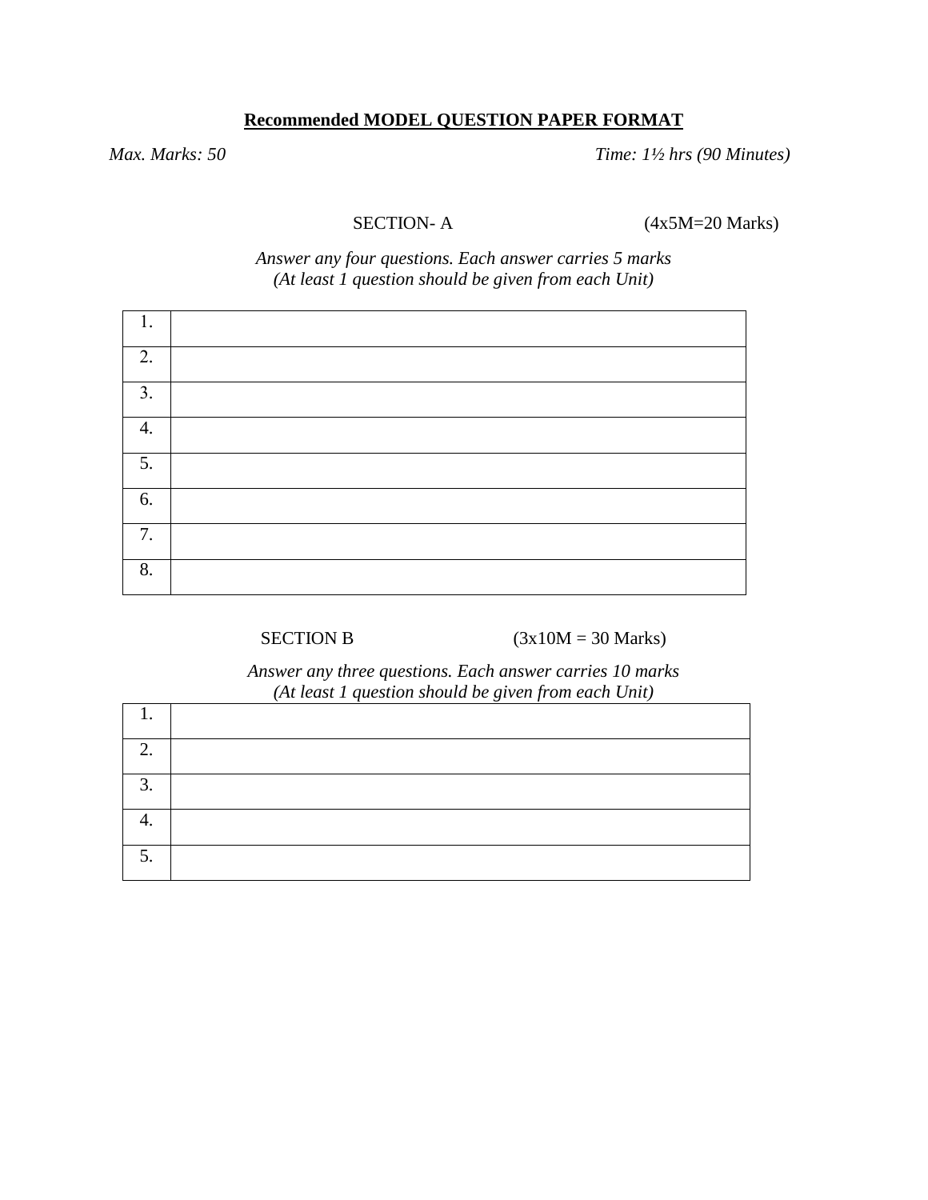**<u>Recommended MODEL QUESTION PAPER FORMAT</u>**

*Max. Marks: 50* *Time: 1½ hrs (90 Minutes)*

SECTION- A (4x5M=20 Marks)

*Answer any four questions. Each answer carries 5 marks*
*(At least 1 question should be given from each Unit)*

| | |
|---|---|
| 1. | |
| 2. | |
| 3. | |
| 4. | |
| 5. | |
| 6. | |
| 7. | |
| 8. | |

SECTION B (3x10M = 30 Marks)

*Answer any three questions. Each answer carries 10 marks*
*(At least 1 question should be given from each Unit)*

| | |
|---|---|
| 1. | |
| 2. | |
| 3. | |
| 4. | |
| 5. | |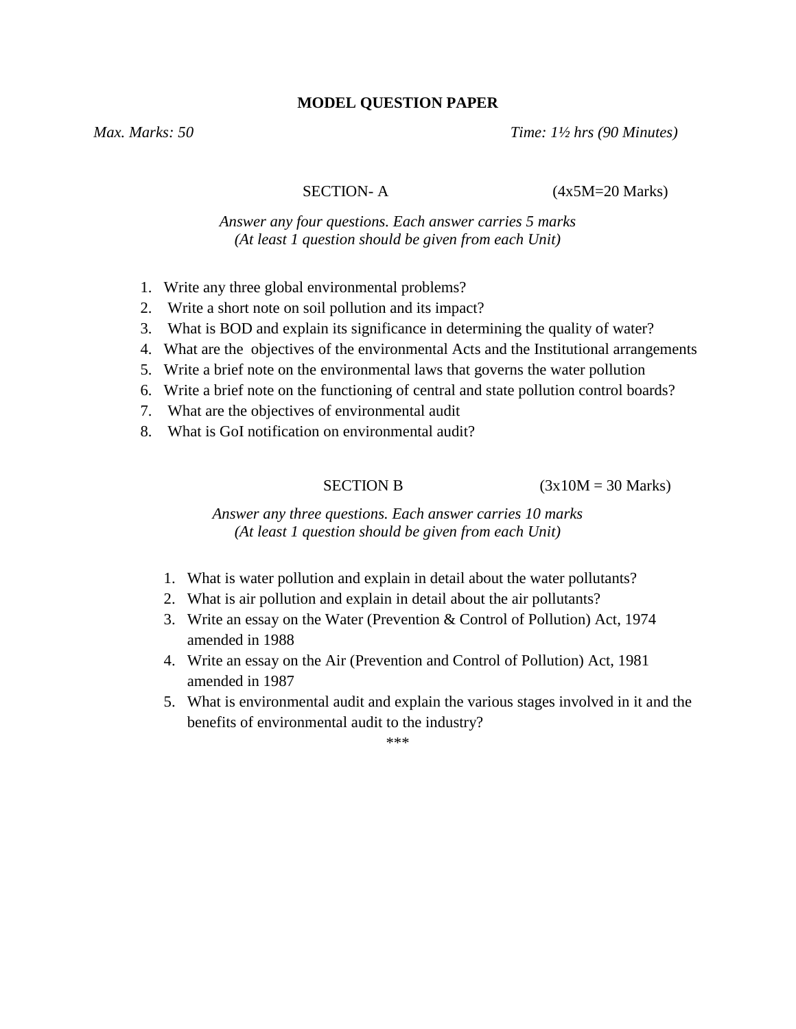# MODEL QUESTION PAPER

*Max. Marks: 50* *Time: 1½ hrs (90 Minutes)*

## SECTION- A (4x5M=20 Marks)

*Answer any four questions. Each answer carries 5 marks*
*(At least 1 question should be given from each Unit)*

1. Write any three global environmental problems?
2. Write a short note on soil pollution and its impact?
3. What is BOD and explain its significance in determining the quality of water?
4. What are the objectives of the environmental Acts and the Institutional arrangements
5. Write a brief note on the environmental laws that governs the water pollution
6. Write a brief note on the functioning of central and state pollution control boards?
7. What are the objectives of environmental audit
8. What is GoI notification on environmental audit?

## SECTION B (3x10M = 30 Marks)

*Answer any three questions. Each answer carries 10 marks*
*(At least 1 question should be given from each Unit)*

1. What is water pollution and explain in detail about the water pollutants?
2. What is air pollution and explain in detail about the air pollutants?
3. Write an essay on the Water (Prevention & Control of Pollution) Act, 1974 amended in 1988
4. Write an essay on the Air (Prevention and Control of Pollution) Act, 1981 amended in 1987
5. What is environmental audit and explain the various stages involved in it and the benefits of environmental audit to the industry?

***